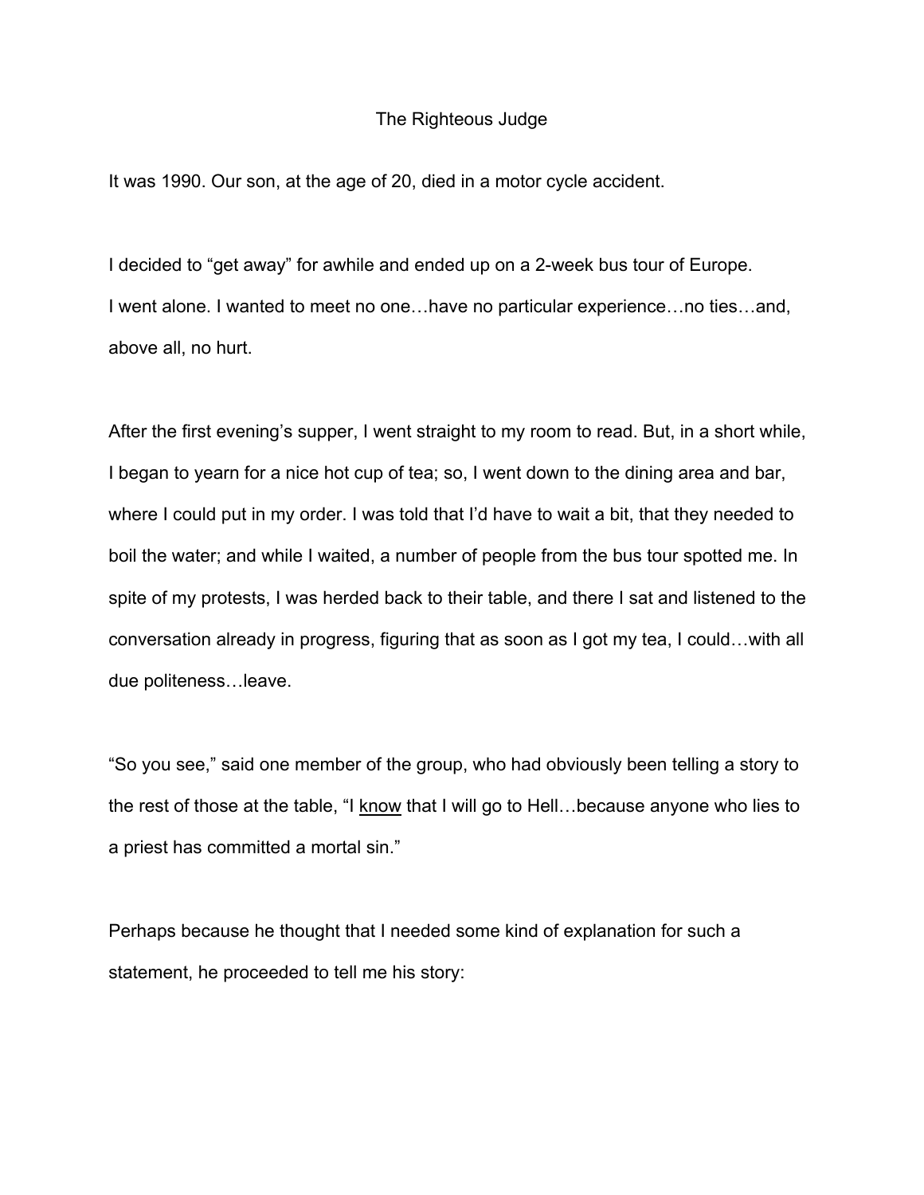# The Righteous Judge

It was 1990. Our son, at the age of 20, died in a motor cycle accident.

I decided to "get away" for awhile and ended up on a 2-week bus tour of Europe. I went alone. I wanted to meet no one…have no particular experience…no ties…and, above all, no hurt.

After the first evening's supper, I went straight to my room to read. But, in a short while, I began to yearn for a nice hot cup of tea; so, I went down to the dining area and bar, where I could put in my order. I was told that I'd have to wait a bit, that they needed to boil the water; and while I waited, a number of people from the bus tour spotted me. In spite of my protests, I was herded back to their table, and there I sat and listened to the conversation already in progress, figuring that as soon as I got my tea, I could…with all due politeness…leave.

"So you see," said one member of the group, who had obviously been telling a story to the rest of those at the table, "I <u>know</u> that I will go to Hell…because anyone who lies to a priest has committed a mortal sin."

Perhaps because he thought that I needed some kind of explanation for such a statement, he proceeded to tell me his story: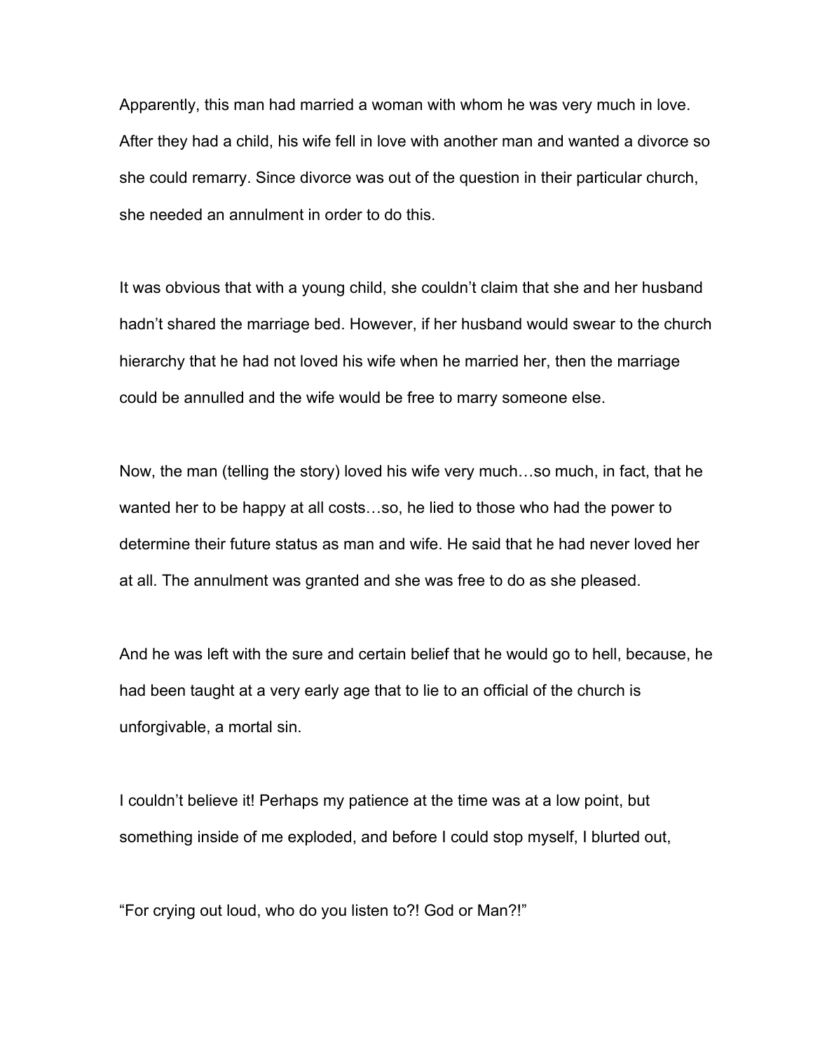Apparently, this man had married a woman with whom he was very much in love. After they had a child, his wife fell in love with another man and wanted a divorce so she could remarry. Since divorce was out of the question in their particular church, she needed an annulment in order to do this.

It was obvious that with a young child, she couldn't claim that she and her husband hadn't shared the marriage bed. However, if her husband would swear to the church hierarchy that he had not loved his wife when he married her, then the marriage could be annulled and the wife would be free to marry someone else.

Now, the man (telling the story) loved his wife very much…so much, in fact, that he wanted her to be happy at all costs…so, he lied to those who had the power to determine their future status as man and wife. He said that he had never loved her at all. The annulment was granted and she was free to do as she pleased.

And he was left with the sure and certain belief that he would go to hell, because, he had been taught at a very early age that to lie to an official of the church is unforgivable, a mortal sin.

I couldn't believe it! Perhaps my patience at the time was at a low point, but something inside of me exploded, and before I could stop myself, I blurted out,

"For crying out loud, who do you listen to?! God or Man?!"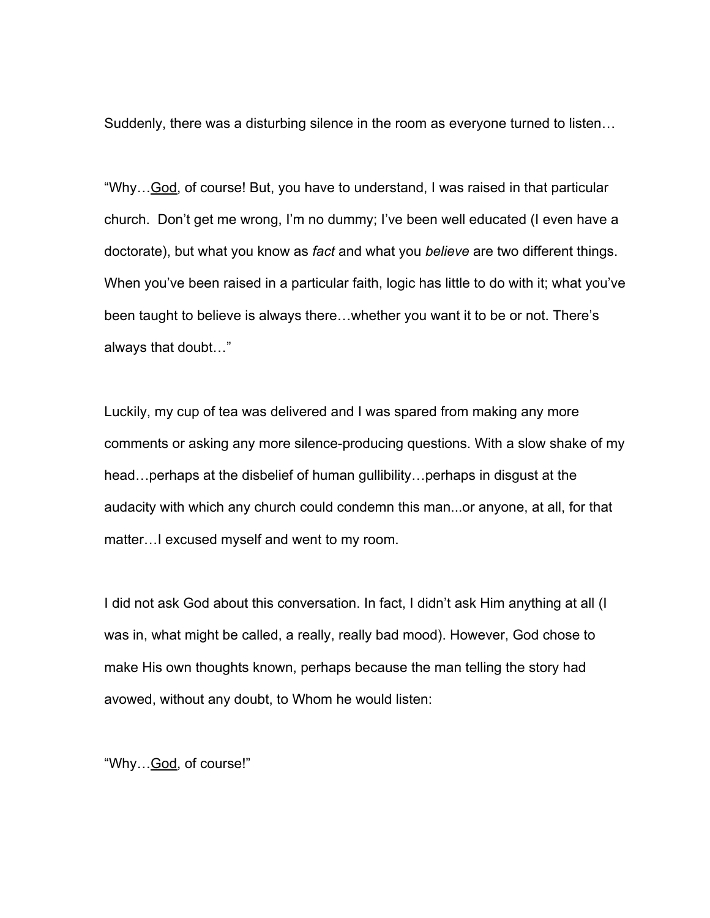Suddenly, there was a disturbing silence in the room as everyone turned to listen…

"Why…<u>God</u>, of course! But, you have to understand, I was raised in that particular church. Don't get me wrong, I'm no dummy; I've been well educated (I even have a doctorate), but what you know as *fact* and what you *believe* are two different things. When you've been raised in a particular faith, logic has little to do with it; what you've been taught to believe is always there…whether you want it to be or not. There's always that doubt…"

Luckily, my cup of tea was delivered and I was spared from making any more comments or asking any more silence-producing questions. With a slow shake of my head…perhaps at the disbelief of human gullibility…perhaps in disgust at the audacity with which any church could condemn this man...or anyone, at all, for that matter…I excused myself and went to my room.

I did not ask God about this conversation. In fact, I didn't ask Him anything at all (I was in, what might be called, a really, really bad mood). However, God chose to make His own thoughts known, perhaps because the man telling the story had avowed, without any doubt, to Whom he would listen:

"Why…<u>God</u>, of course!"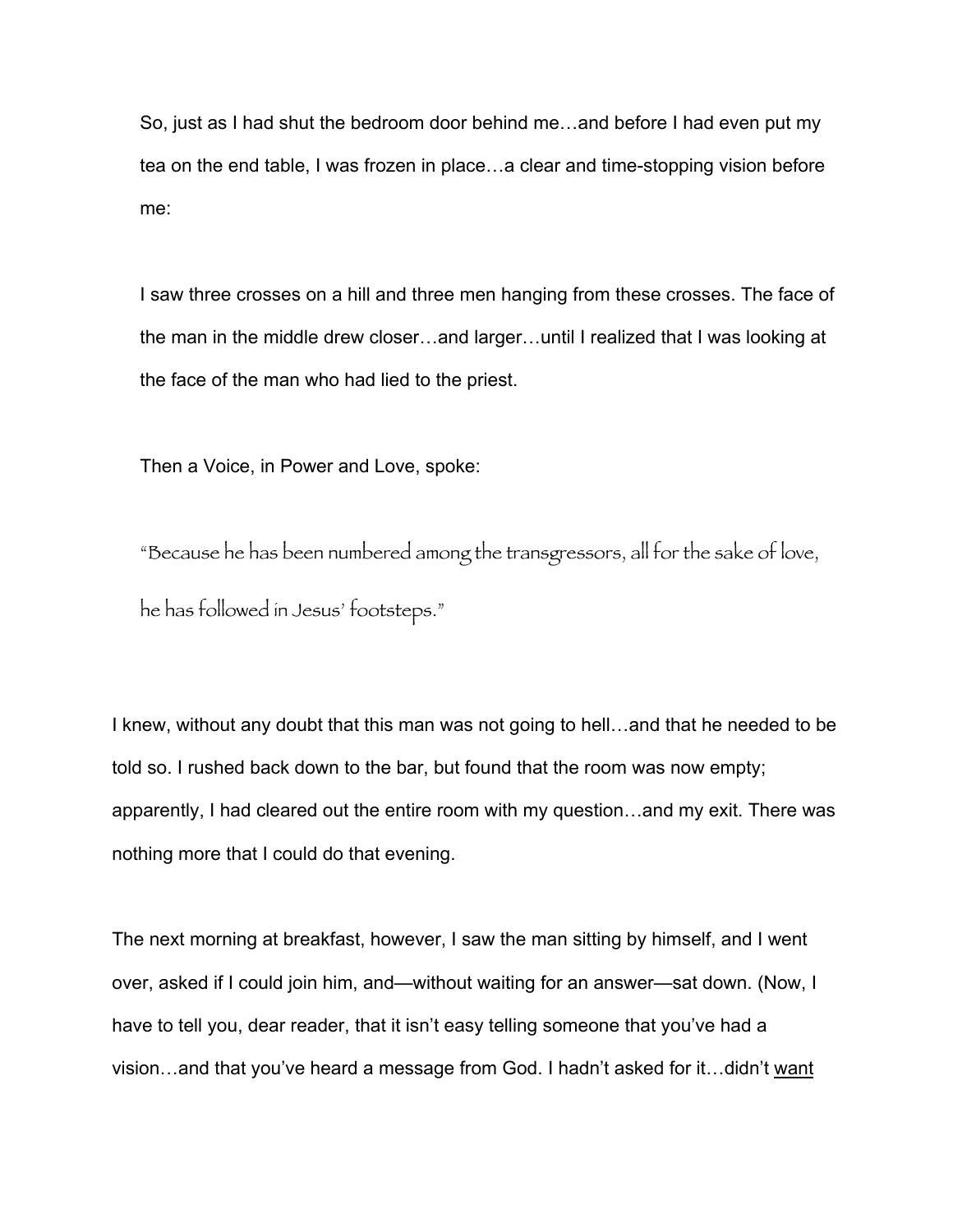So, just as I had shut the bedroom door behind me…and before I had even put my tea on the end table, I was frozen in place…a clear and time-stopping vision before me:

I saw three crosses on a hill and three men hanging from these crosses. The face of the man in the middle drew closer…and larger…until I realized that I was looking at the face of the man who had lied to the priest.

Then a Voice, in Power and Love, spoke:

*"Because he has been numbered among the transgressors, all for the sake of love, he has followed in Jesus' footsteps."*

I knew, without any doubt that this man was not going to hell…and that he needed to be told so. I rushed back down to the bar, but found that the room was now empty; apparently, I had cleared out the entire room with my question…and my exit. There was nothing more that I could do that evening.

The next morning at breakfast, however, I saw the man sitting by himself, and I went over, asked if I could join him, and—without waiting for an answer—sat down. (Now, I have to tell you, dear reader, that it isn't easy telling someone that you've had a vision…and that you've heard a message from God. I hadn't asked for it…didn't <u>want</u>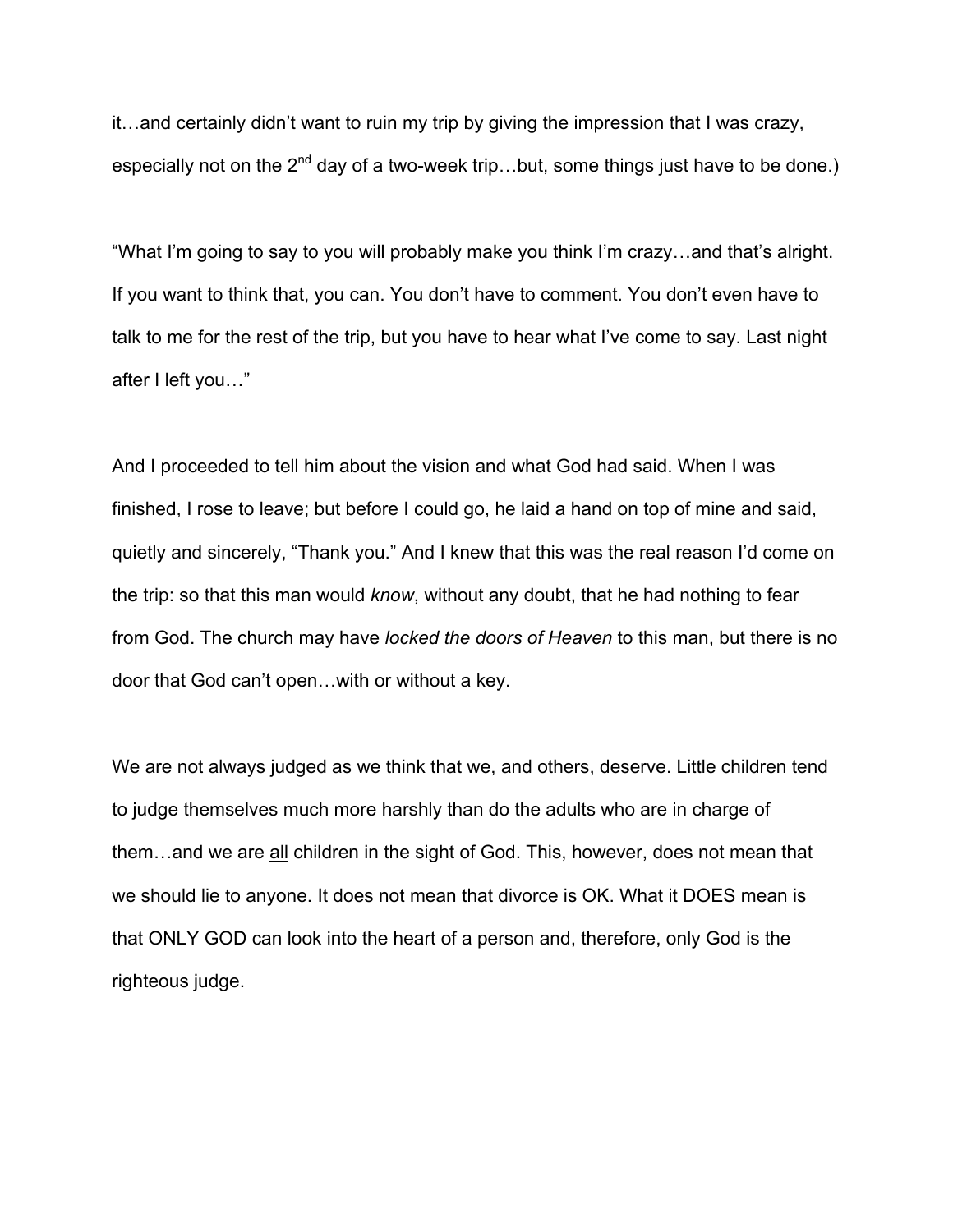it…and certainly didn't want to ruin my trip by giving the impression that I was crazy, especially not on the 2nd day of a two-week trip…but, some things just have to be done.)

"What I'm going to say to you will probably make you think I'm crazy…and that's alright. If you want to think that, you can. You don't have to comment. You don't even have to talk to me for the rest of the trip, but you have to hear what I've come to say. Last night after I left you…"

And I proceeded to tell him about the vision and what God had said. When I was finished, I rose to leave; but before I could go, he laid a hand on top of mine and said, quietly and sincerely, "Thank you." And I knew that this was the real reason I'd come on the trip: so that this man would *know*, without any doubt, that he had nothing to fear from God. The church may have *locked the doors of Heaven* to this man, but there is no door that God can't open…with or without a key.

We are not always judged as we think that we, and others, deserve. Little children tend to judge themselves much more harshly than do the adults who are in charge of them…and we are <u>all</u> children in the sight of God. This, however, does not mean that we should lie to anyone. It does not mean that divorce is OK. What it DOES mean is that ONLY GOD can look into the heart of a person and, therefore, only God is the righteous judge.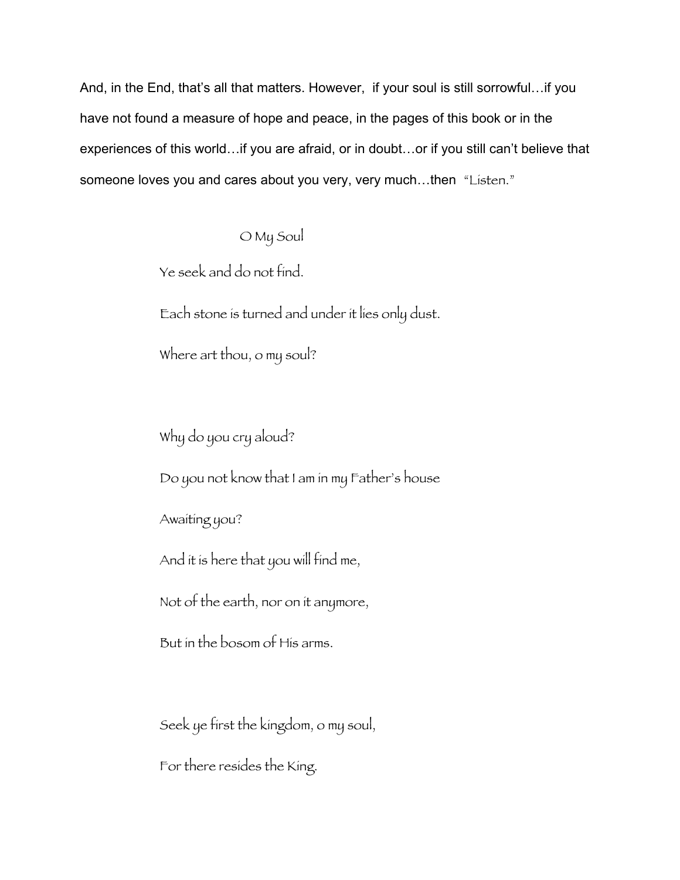And, in the End, that's all that matters. However, if your soul is still sorrowful…if you have not found a measure of hope and peace, in the pages of this book or in the experiences of this world…if you are afraid, or in doubt…or if you still can't believe that someone loves you and cares about you very, very much…then "Listen."

### O My Soul

Ye seek and do not find.

Each stone is turned and under it lies only dust.

Where art thou, o my soul?

Why do you cry aloud?

Do you not know that I am in my Father's house

Awaiting you?

And it is here that you will find me,

Not of the earth, nor on it anymore,

But in the bosom of His arms.

Seek ye first the kingdom, o my soul,

For there resides the King.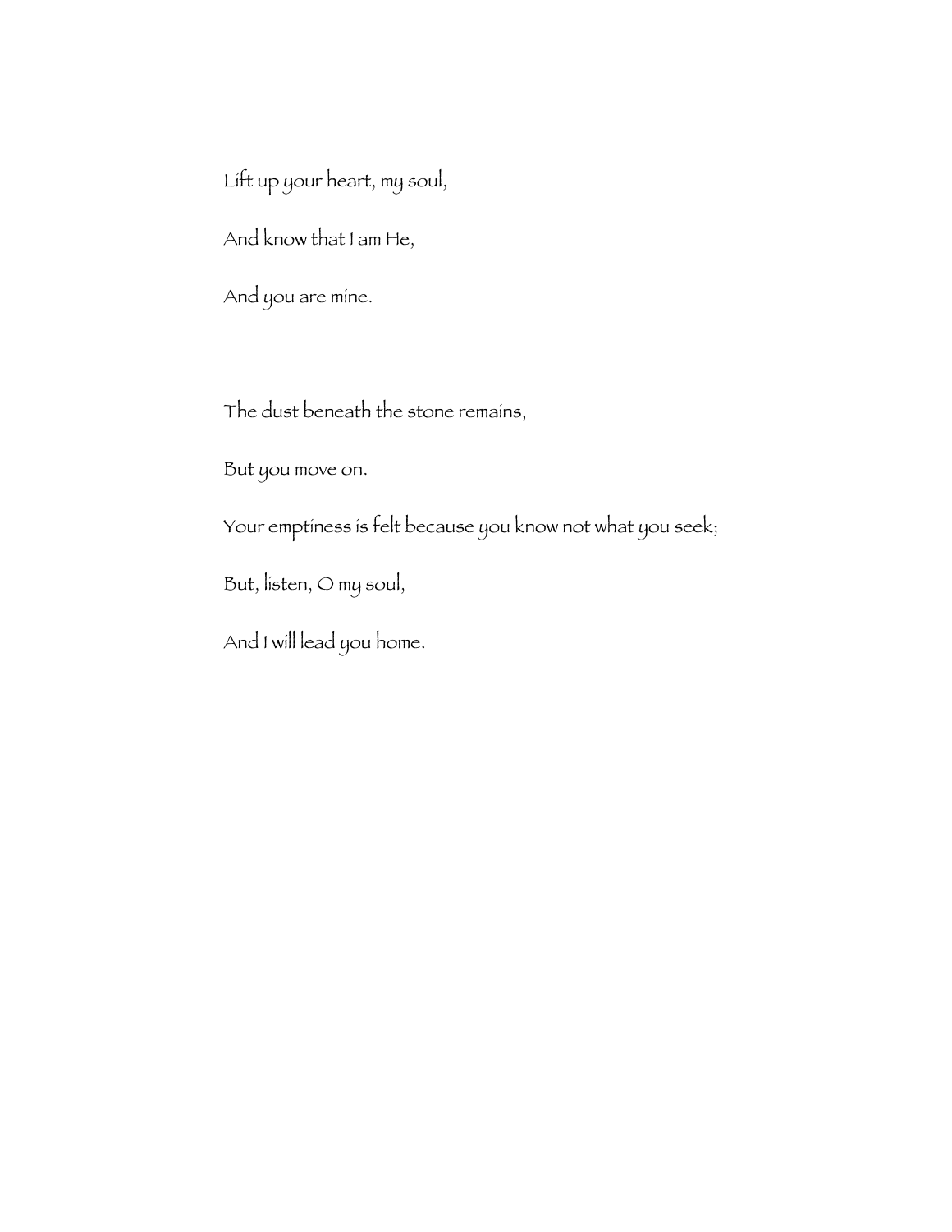Lift up your heart, my soul,

And know that I am He,

And you are mine.

The dust beneath the stone remains,

But you move on.

Your emptiness is felt because you know not what you seek;

But, listen, O my soul,

And I will lead you home.